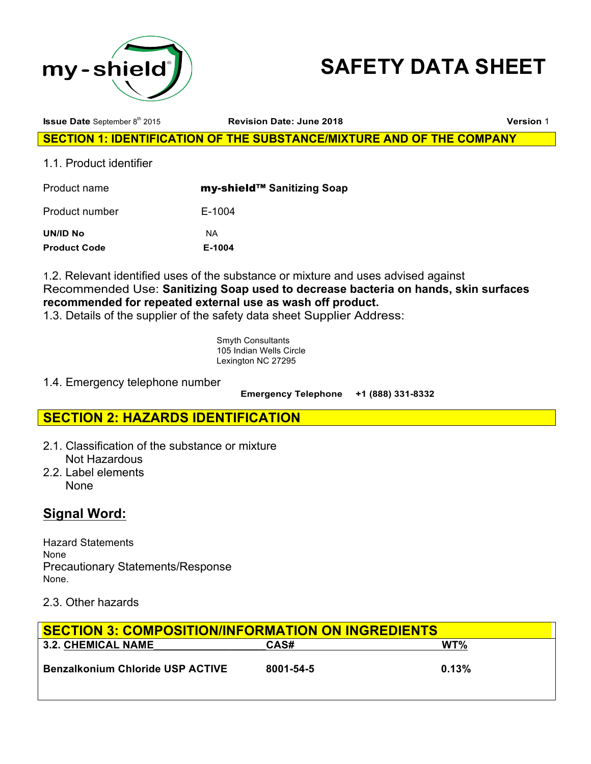my-shield®

# SAFETY DATA SHEET

**Issue Date** September 8th 2015 **Revision Date: June 2018** **Version** 1

## SECTION 1: IDENTIFICATION OF THE SUBSTANCE/MIXTURE AND OF THE COMPANY

1.1. Product identifier

| | |
|---|---|
| Product name | **my-shield™ Sanitizing Soap** |
| Product number | E-1004 |
| **UN/ID No** | NA |
| **Product Code** | **E-1004** |

1.2. Relevant identified uses of the substance or mixture and uses advised against
Recommended Use: **Sanitizing Soap used to decrease bacteria on hands, skin surfaces recommended for repeated external use as wash off product.**
1.3. Details of the supplier of the safety data sheet Supplier Address:

Smyth Consultants
105 Indian Wells Circle
Lexington NC 27295

1.4. Emergency telephone number

**Emergency Telephone** **+1 (888) 331-8332**

## SECTION 2: HAZARDS IDENTIFICATION

2.1. Classification of the substance or mixture
Not Hazardous
2.2. Label elements
None

## Signal Word:

Hazard Statements
None
Precautionary Statements/Response
None.

2.3. Other hazards

## SECTION 3: COMPOSITION/INFORMATION ON INGREDIENTS

| 3.2. CHEMICAL NAME | CAS# | WT% |
|---|---|---|
| **Benzalkonium Chloride USP ACTIVE** | **8001-54-5** | **0.13%** |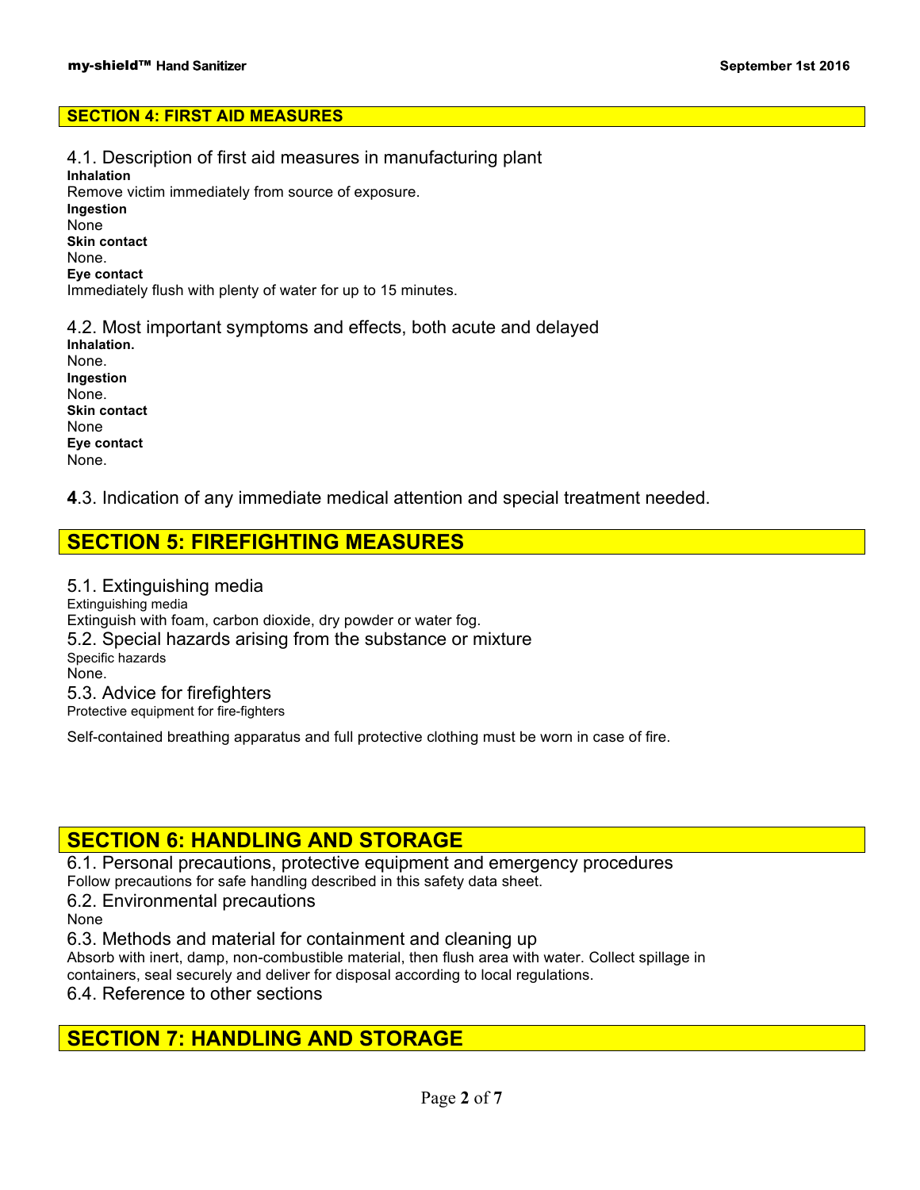## SECTION 4: FIRST AID MEASURES

### 4.1. Description of first aid measures in manufacturing plant

**Inhalation**
Remove victim immediately from source of exposure.
**Ingestion**
None
**Skin contact**
None.
**Eye contact**
Immediately flush with plenty of water for up to 15 minutes.

### 4.2. Most important symptoms and effects, both acute and delayed

**Inhalation.**
None.
**Ingestion**
None.
**Skin contact**
None
**Eye contact**
None.

### 4.3. Indication of any immediate medical attention and special treatment needed.

## SECTION 5: FIREFIGHTING MEASURES

### 5.1. Extinguishing media

Extinguishing media
Extinguish with foam, carbon dioxide, dry powder or water fog.

### 5.2. Special hazards arising from the substance or mixture

Specific hazards
None.

### 5.3. Advice for firefighters

Protective equipment for fire-fighters

Self-contained breathing apparatus and full protective clothing must be worn in case of fire.

## SECTION 6: HANDLING AND STORAGE

### 6.1. Personal precautions, protective equipment and emergency procedures

Follow precautions for safe handling described in this safety data sheet.

### 6.2. Environmental precautions

None

### 6.3. Methods and material for containment and cleaning up

Absorb with inert, damp, non-combustible material, then flush area with water. Collect spillage in containers, seal securely and deliver for disposal according to local regulations.

### 6.4. Reference to other sections

## SECTION 7: HANDLING AND STORAGE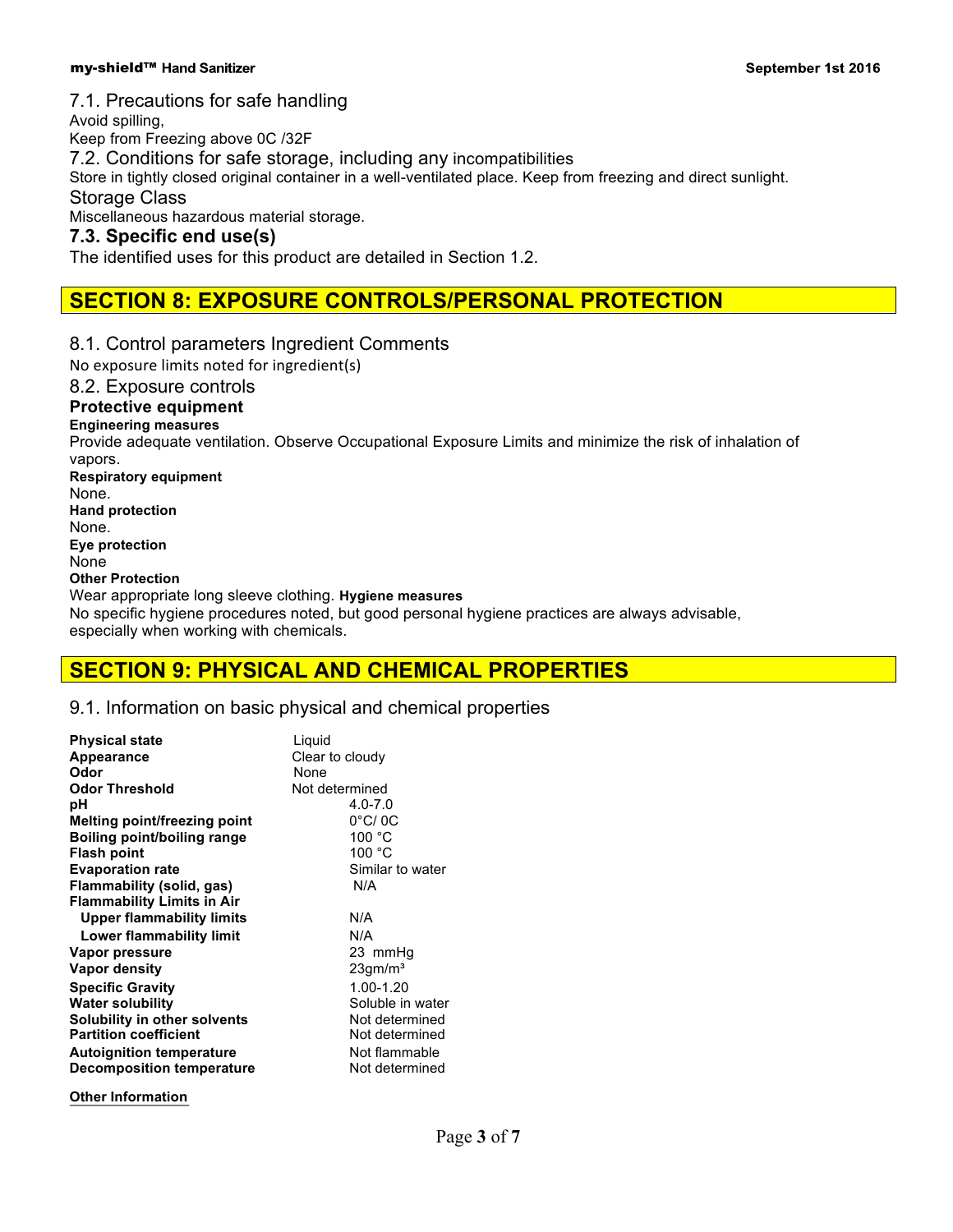### 7.1. Precautions for safe handling

Avoid spilling,

Keep from Freezing above 0C /32F

### 7.2. Conditions for safe storage, including any incompatibilities

Store in tightly closed original container in a well-ventilated place. Keep from freezing and direct sunlight.

### Storage Class

Miscellaneous hazardous material storage.

### 7.3. Specific end use(s)

The identified uses for this product are detailed in Section 1.2.

## SECTION 8: EXPOSURE CONTROLS/PERSONAL PROTECTION

### 8.1. Control parameters Ingredient Comments

No exposure limits noted for ingredient(s)

### 8.2. Exposure controls

**Protective equipment**

**Engineering measures**

Provide adequate ventilation. Observe Occupational Exposure Limits and minimize the risk of inhalation of vapors.

**Respiratory equipment**

None.

**Hand protection**

None.

**Eye protection**

None

**Other Protection**

Wear appropriate long sleeve clothing. **Hygiene measures**

No specific hygiene procedures noted, but good personal hygiene practices are always advisable, especially when working with chemicals.

## SECTION 9: PHYSICAL AND CHEMICAL PROPERTIES

### 9.1. Information on basic physical and chemical properties

| | |
|---|---|
| **Physical state** | Liquid |
| **Appearance** | Clear to cloudy |
| **Odor** | None |
| **Odor Threshold** | Not determined |
| **pH** | 4.0-7.0 |
| **Melting point/freezing point** | 0°C/ 0C |
| **Boiling point/boiling range** | 100 °C |
| **Flash point** | 100 °C |
| **Evaporation rate** | Similar to water |
| **Flammability (solid, gas)** | N/A |
| **Flammability Limits in Air** | |
| **Upper flammability limits** | N/A |
| **Lower flammability limit** | N/A |
| **Vapor pressure** | 23 mmHg |
| **Vapor density** | 23gm/m³ |
| **Specific Gravity** | 1.00-1.20 |
| **Water solubility** | Soluble in water |
| **Solubility in other solvents** | Not determined |
| **Partition coefficient** | Not determined |
| **Autoignition temperature** | Not flammable |
| **Decomposition temperature** | Not determined |

**Other Information**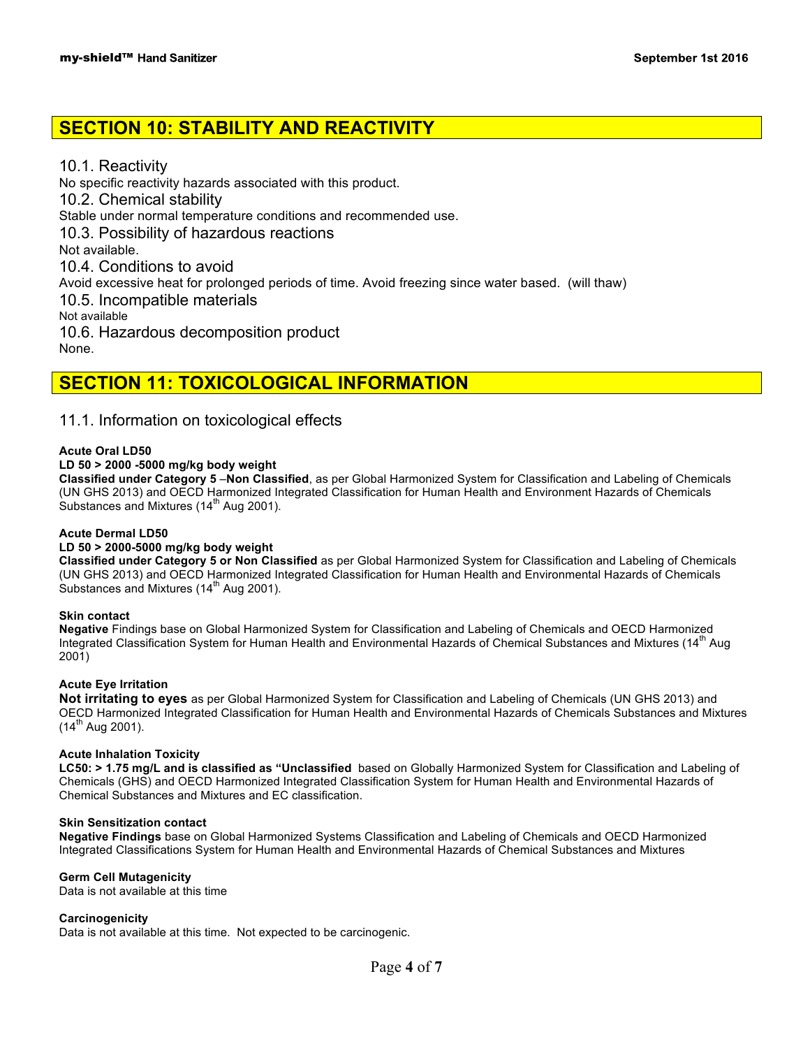## SECTION 10: STABILITY AND REACTIVITY

### 10.1. Reactivity

No specific reactivity hazards associated with this product.

### 10.2. Chemical stability

Stable under normal temperature conditions and recommended use.

### 10.3. Possibility of hazardous reactions

Not available.

### 10.4. Conditions to avoid

Avoid excessive heat for prolonged periods of time. Avoid freezing since water based. (will thaw)

### 10.5. Incompatible materials

Not available

### 10.6. Hazardous decomposition product

None.

## SECTION 11: TOXICOLOGICAL INFORMATION

### 11.1. Information on toxicological effects

**Acute Oral LD50**

**LD 50 > 2000 -5000 mg/kg body weight**

**Classified under Category 5 –Non Classified**, as per Global Harmonized System for Classification and Labeling of Chemicals (UN GHS 2013) and OECD Harmonized Integrated Classification for Human Health and Environment Hazards of Chemicals Substances and Mixtures ($14^{th}$ Aug 2001).

**Acute Dermal LD50**

**LD 50 > 2000-5000 mg/kg body weight**

**Classified under Category 5 or Non Classified** as per Global Harmonized System for Classification and Labeling of Chemicals (UN GHS 2013) and OECD Harmonized Integrated Classification for Human Health and Environmental Hazards of Chemicals Substances and Mixtures ($14^{th}$ Aug 2001).

**Skin contact**

**Negative** Findings base on Global Harmonized System for Classification and Labeling of Chemicals and OECD Harmonized Integrated Classification System for Human Health and Environmental Hazards of Chemical Substances and Mixtures ($14^{th}$ Aug 2001)

**Acute Eye Irritation**

**Not irritating to eyes** as per Global Harmonized System for Classification and Labeling of Chemicals (UN GHS 2013) and OECD Harmonized Integrated Classification for Human Health and Environmental Hazards of Chemicals Substances and Mixtures ($14^{th}$ Aug 2001).

**Acute Inhalation Toxicity**

**LC50: > 1.75 mg/L and is classified as "Unclassified** based on Globally Harmonized System for Classification and Labeling of Chemicals (GHS) and OECD Harmonized Integrated Classification System for Human Health and Environmental Hazards of Chemical Substances and Mixtures and EC classification.

**Skin Sensitization contact**

**Negative Findings** base on Global Harmonized Systems Classification and Labeling of Chemicals and OECD Harmonized Integrated Classifications System for Human Health and Environmental Hazards of Chemical Substances and Mixtures

**Germ Cell Mutagenicity**

Data is not available at this time

**Carcinogenicity**

Data is not available at this time. Not expected to be carcinogenic.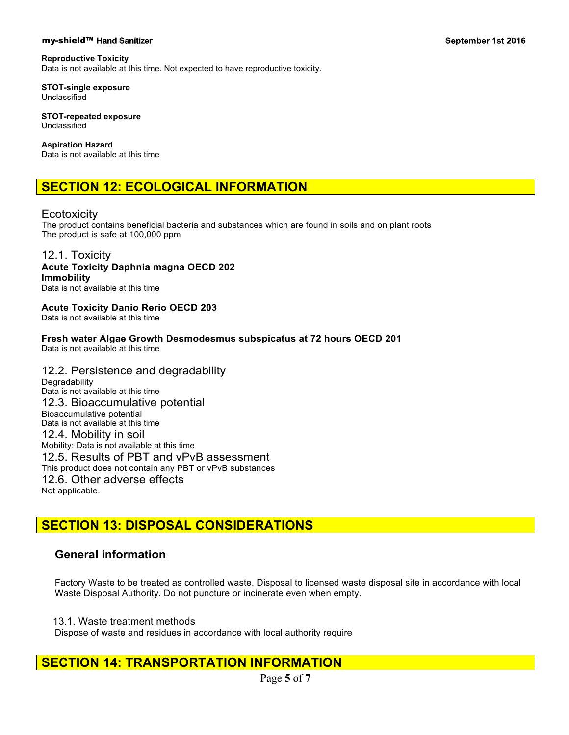**Reproductive Toxicity**
Data is not available at this time. Not expected to have reproductive toxicity.

**STOT-single exposure**
Unclassified

**STOT-repeated exposure**
Unclassified

**Aspiration Hazard**
Data is not available at this time

## SECTION 12: ECOLOGICAL INFORMATION

### Ecotoxicity

The product contains beneficial bacteria and substances which are found in soils and on plant roots
The product is safe at 100,000 ppm

### 12.1. Toxicity

**Acute Toxicity Daphnia magna OECD 202**
**Immobility**
Data is not available at this time

**Acute Toxicity Danio Rerio OECD 203**
Data is not available at this time

**Fresh water Algae Growth Desmodesmus subspicatus at 72 hours OECD 201**
Data is not available at this time

### 12.2. Persistence and degradability

Degradability
Data is not available at this time

### 12.3. Bioaccumulative potential

Bioaccumulative potential
Data is not available at this time

### 12.4. Mobility in soil

Mobility: Data is not available at this time

### 12.5. Results of PBT and vPvB assessment

This product does not contain any PBT or vPvB substances

### 12.6. Other adverse effects

Not applicable.

## SECTION 13: DISPOSAL CONSIDERATIONS

### General information

Factory Waste to be treated as controlled waste. Disposal to licensed waste disposal site in accordance with local Waste Disposal Authority. Do not puncture or incinerate even when empty.

### 13.1. Waste treatment methods

Dispose of waste and residues in accordance with local authority require

## SECTION 14: TRANSPORTATION INFORMATION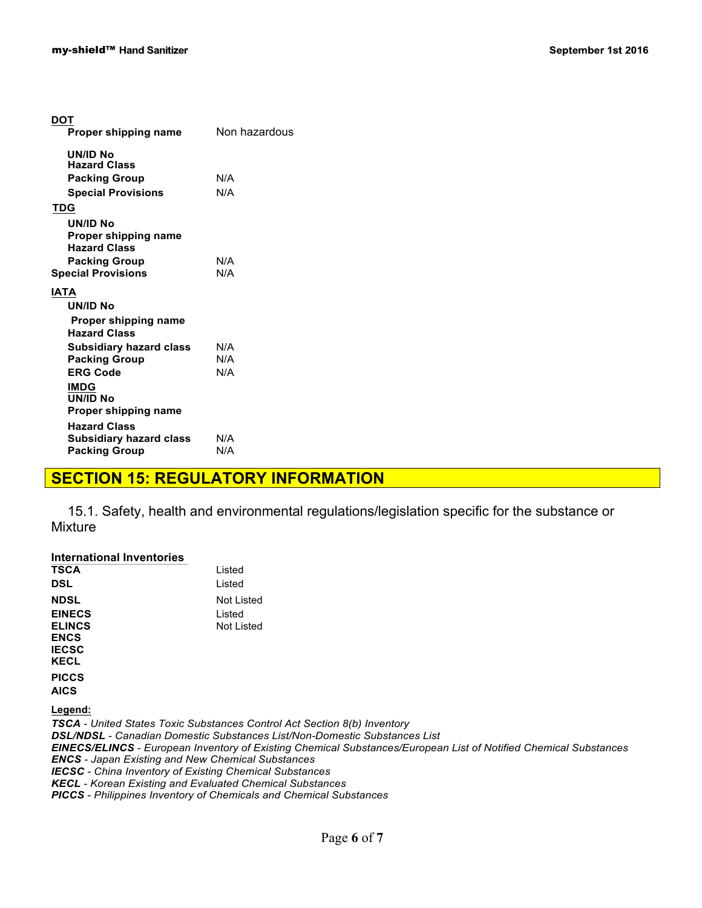**DOT**

| | |
|---|---|
| **Proper shipping name** | Non hazardous |
| **UN/ID No** | |
| **Hazard Class** | |
| **Packing Group** | N/A |
| **Special Provisions** | N/A |

**TDG**

| | |
|---|---|
| **UN/ID No** | |
| **Proper shipping name** | |
| **Hazard Class** | |
| **Packing Group** | N/A |
| **Special Provisions** | N/A |

**IATA**

| | |
|---|---|
| **UN/ID No** | |
| **Proper shipping name** | |
| **Hazard Class** | |
| **Subsidiary hazard class** | N/A |
| **Packing Group** | N/A |
| **ERG Code** | N/A |

**IMDG**

| | |
|---|---|
| **UN/ID No** | |
| **Proper shipping name** | |
| **Hazard Class** | |
| **Subsidiary hazard class** | N/A |
| **Packing Group** | N/A |

## SECTION 15: REGULATORY INFORMATION

15.1. Safety, health and environmental regulations/legislation specific for the substance or Mixture

**International Inventories**

| | |
|---|---|
| **TSCA** | Listed |
| **DSL** | Listed |
| **NDSL** | Not Listed |
| **EINECS** | Listed |
| **ELINCS** | Not Listed |
| **ENCS** | |
| **IECSC** | |
| **KECL** | |
| **PICCS** | |
| **AICS** | |

**Legend:**

***TSCA*** *- United States Toxic Substances Control Act Section 8(b) Inventory*
***DSL/NDSL*** *- Canadian Domestic Substances List/Non-Domestic Substances List*
***EINECS/ELINCS*** *- European Inventory of Existing Chemical Substances/European List of Notified Chemical Substances*
***ENCS*** *- Japan Existing and New Chemical Substances*
***IECSC*** *- China Inventory of Existing Chemical Substances*
***KECL*** *- Korean Existing and Evaluated Chemical Substances*
***PICCS*** *- Philippines Inventory of Chemicals and Chemical Substances*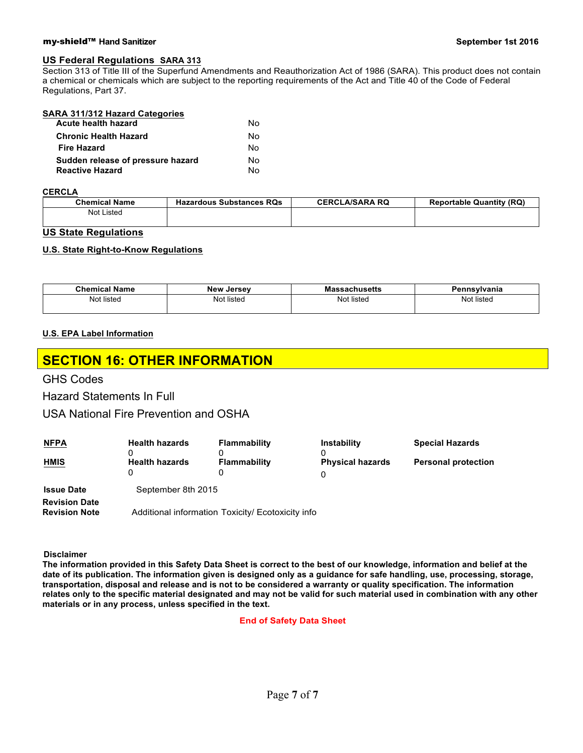## US Federal Regulations SARA 313

Section 313 of Title III of the Superfund Amendments and Reauthorization Act of 1986 (SARA). This product does not contain a chemical or chemicals which are subject to the reporting requirements of the Act and Title 40 of the Code of Federal Regulations, Part 37.

### SARA 311/312 Hazard Categories

| | |
|---|---|
| **Acute health hazard** | No |
| **Chronic Health Hazard** | No |
| **Fire Hazard** | No |
| **Sudden release of pressure hazard** | No |
| **Reactive Hazard** | No |

### CERCLA

| Chemical Name | Hazardous Substances RQs | CERCLA/SARA RQ | Reportable Quantity (RQ) |
|---|---|---|---|
| Not Listed | | | |

## US State Regulations

### U.S. State Right-to-Know Regulations

| Chemical Name | New Jersey | Massachusetts | Pennsylvania |
|---|---|---|---|
| Not listed | Not listed | Not listed | Not listed |

### U.S. EPA Label Information

# SECTION 16: OTHER INFORMATION

GHS Codes

Hazard Statements In Full

USA National Fire Prevention and OSHA

| | | | | |
|---|---|---|---|---|
| **NFPA** | **Health hazards** 0 | **Flammability** 0 | **Instability** 0 | **Special Hazards** |
| **HMIS** | **Health hazards** 0 | **Flammability** 0 | **Physical hazards** 0 | **Personal protection** |

**Issue Date** September 8th 2015

**Revision Date**

**Revision Note** Additional information Toxicity/ Ecotoxicity info

**Disclaimer**

**The information provided in this Safety Data Sheet is correct to the best of our knowledge, information and belief at the date of its publication. The information given is designed only as a guidance for safe handling, use, processing, storage, transportation, disposal and release and is not to be considered a warranty or quality specification. The information relates only to the specific material designated and may not be valid for such material used in combination with any other materials or in any process, unless specified in the text.**

**End of Safety Data Sheet**